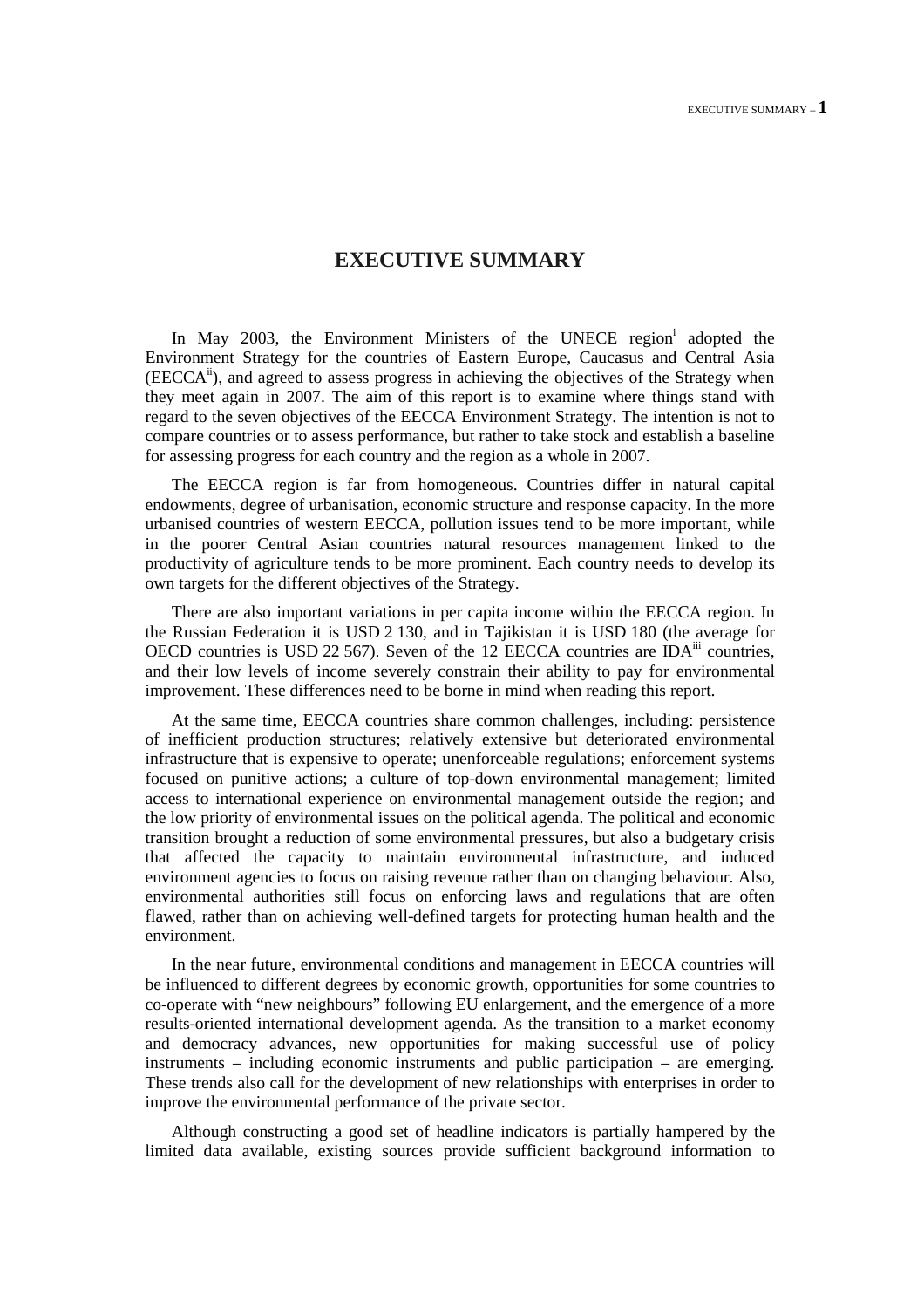# EXECUTIVE SUMMARY

In May 2003, the Environment Ministers of the UNECE region[i] adopted the Environment Strategy for the countries of Eastern Europe, Caucasus and Central Asia (EECCA[ii]), and agreed to assess progress in achieving the objectives of the Strategy when they meet again in 2007. The aim of this report is to examine where things stand with regard to the seven objectives of the EECCA Environment Strategy. The intention is not to compare countries or to assess performance, but rather to take stock and establish a baseline for assessing progress for each country and the region as a whole in 2007.

The EECCA region is far from homogeneous. Countries differ in natural capital endowments, degree of urbanisation, economic structure and response capacity. In the more urbanised countries of western EECCA, pollution issues tend to be more important, while in the poorer Central Asian countries natural resources management linked to the productivity of agriculture tends to be more prominent. Each country needs to develop its own targets for the different objectives of the Strategy.

There are also important variations in per capita income within the EECCA region. In the Russian Federation it is USD 2 130, and in Tajikistan it is USD 180 (the average for OECD countries is USD 22 567). Seven of the 12 EECCA countries are IDA[iii] countries, and their low levels of income severely constrain their ability to pay for environmental improvement. These differences need to be borne in mind when reading this report.

At the same time, EECCA countries share common challenges, including: persistence of inefficient production structures; relatively extensive but deteriorated environmental infrastructure that is expensive to operate; unenforceable regulations; enforcement systems focused on punitive actions; a culture of top-down environmental management; limited access to international experience on environmental management outside the region; and the low priority of environmental issues on the political agenda. The political and economic transition brought a reduction of some environmental pressures, but also a budgetary crisis that affected the capacity to maintain environmental infrastructure, and induced environment agencies to focus on raising revenue rather than on changing behaviour. Also, environmental authorities still focus on enforcing laws and regulations that are often flawed, rather than on achieving well-defined targets for protecting human health and the environment.

In the near future, environmental conditions and management in EECCA countries will be influenced to different degrees by economic growth, opportunities for some countries to co-operate with "new neighbours" following EU enlargement, and the emergence of a more results-oriented international development agenda. As the transition to a market economy and democracy advances, new opportunities for making successful use of policy instruments – including economic instruments and public participation – are emerging. These trends also call for the development of new relationships with enterprises in order to improve the environmental performance of the private sector.

Although constructing a good set of headline indicators is partially hampered by the limited data available, existing sources provide sufficient background information to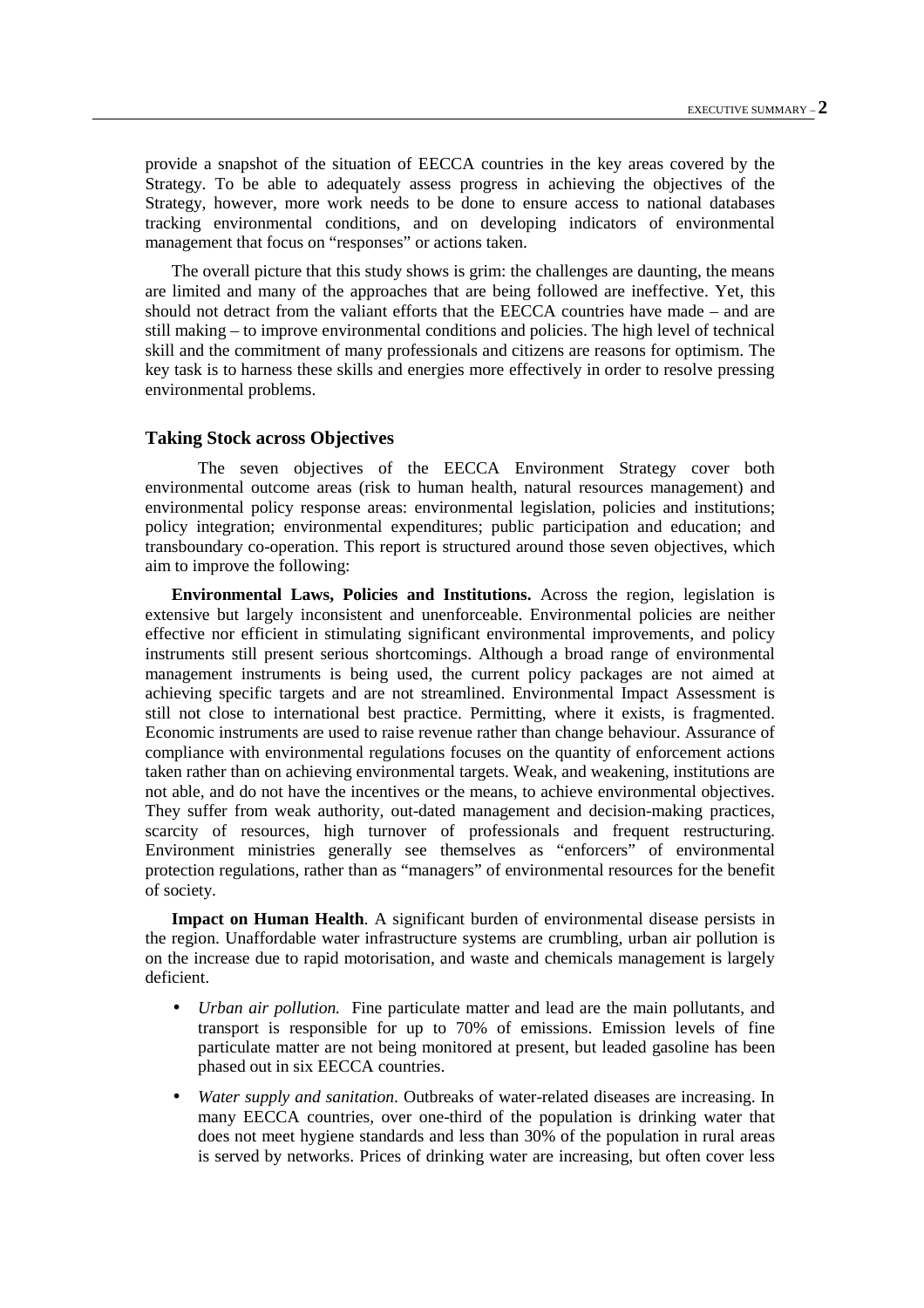provide a snapshot of the situation of EECCA countries in the key areas covered by the Strategy. To be able to adequately assess progress in achieving the objectives of the Strategy, however, more work needs to be done to ensure access to national databases tracking environmental conditions, and on developing indicators of environmental management that focus on "responses" or actions taken.

The overall picture that this study shows is grim: the challenges are daunting, the means are limited and many of the approaches that are being followed are ineffective. Yet, this should not detract from the valiant efforts that the EECCA countries have made – and are still making – to improve environmental conditions and policies. The high level of technical skill and the commitment of many professionals and citizens are reasons for optimism. The key task is to harness these skills and energies more effectively in order to resolve pressing environmental problems.

### Taking Stock across Objectives

The seven objectives of the EECCA Environment Strategy cover both environmental outcome areas (risk to human health, natural resources management) and environmental policy response areas: environmental legislation, policies and institutions; policy integration; environmental expenditures; public participation and education; and transboundary co-operation. This report is structured around those seven objectives, which aim to improve the following:

**Environmental Laws, Policies and Institutions.** Across the region, legislation is extensive but largely inconsistent and unenforceable. Environmental policies are neither effective nor efficient in stimulating significant environmental improvements, and policy instruments still present serious shortcomings. Although a broad range of environmental management instruments is being used, the current policy packages are not aimed at achieving specific targets and are not streamlined. Environmental Impact Assessment is still not close to international best practice. Permitting, where it exists, is fragmented. Economic instruments are used to raise revenue rather than change behaviour. Assurance of compliance with environmental regulations focuses on the quantity of enforcement actions taken rather than on achieving environmental targets. Weak, and weakening, institutions are not able, and do not have the incentives or the means, to achieve environmental objectives. They suffer from weak authority, out-dated management and decision-making practices, scarcity of resources, high turnover of professionals and frequent restructuring. Environment ministries generally see themselves as "enforcers" of environmental protection regulations, rather than as "managers" of environmental resources for the benefit of society.

**Impact on Human Health**. A significant burden of environmental disease persists in the region. Unaffordable water infrastructure systems are crumbling, urban air pollution is on the increase due to rapid motorisation, and waste and chemicals management is largely deficient.

- *Urban air pollution.* Fine particulate matter and lead are the main pollutants, and transport is responsible for up to 70% of emissions. Emission levels of fine particulate matter are not being monitored at present, but leaded gasoline has been phased out in six EECCA countries.
- *Water supply and sanitation*. Outbreaks of water-related diseases are increasing. In many EECCA countries, over one-third of the population is drinking water that does not meet hygiene standards and less than 30% of the population in rural areas is served by networks. Prices of drinking water are increasing, but often cover less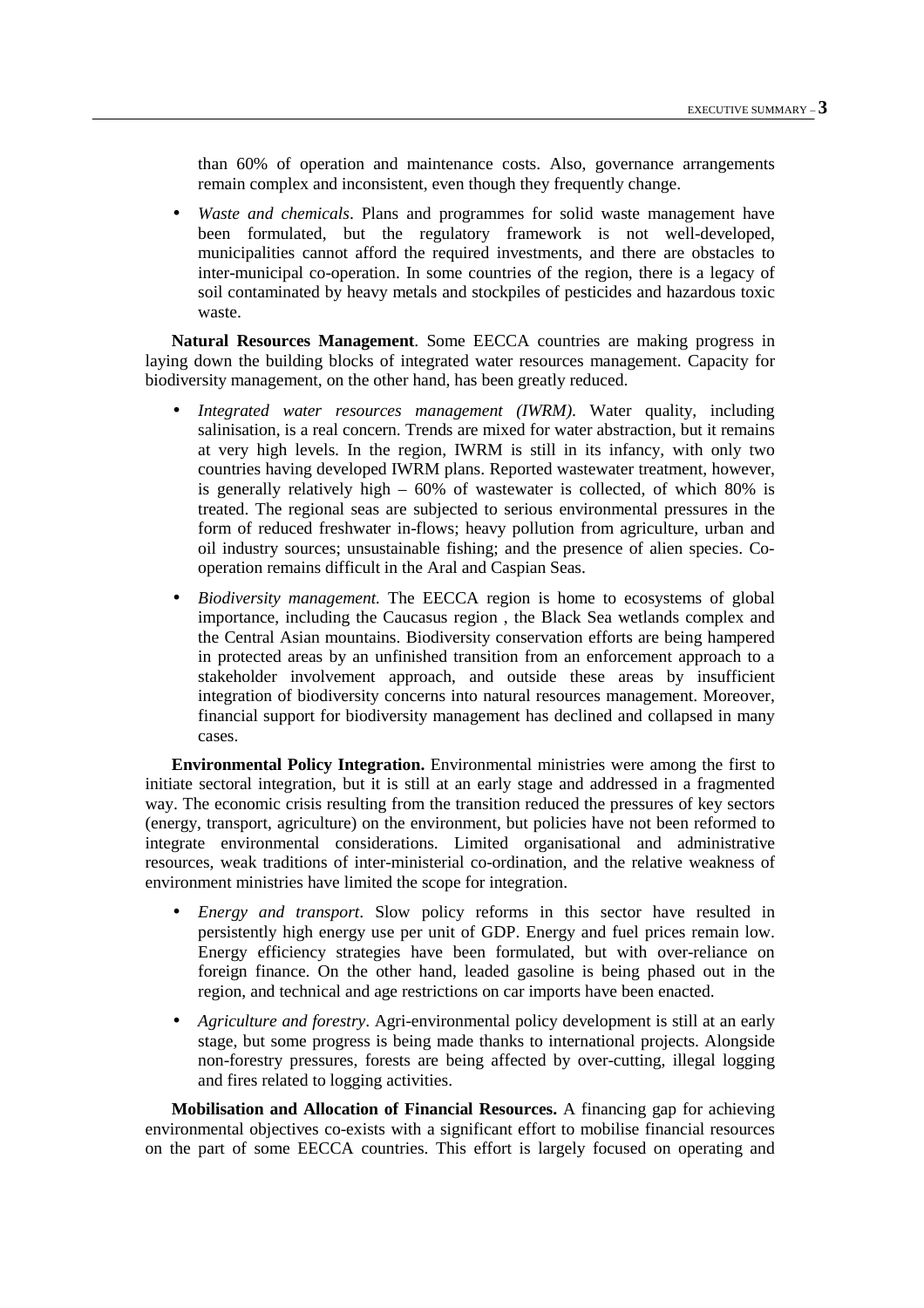than 60% of operation and maintenance costs. Also, governance arrangements remain complex and inconsistent, even though they frequently change.

- *Waste and chemicals*. Plans and programmes for solid waste management have been formulated, but the regulatory framework is not well-developed, municipalities cannot afford the required investments, and there are obstacles to inter-municipal co-operation. In some countries of the region, there is a legacy of soil contaminated by heavy metals and stockpiles of pesticides and hazardous toxic waste.

**Natural Resources Management**. Some EECCA countries are making progress in laying down the building blocks of integrated water resources management. Capacity for biodiversity management, on the other hand, has been greatly reduced.

- *Integrated water resources management (IWRM)*. Water quality, including salinisation, is a real concern. Trends are mixed for water abstraction, but it remains at very high levels. In the region, IWRM is still in its infancy, with only two countries having developed IWRM plans. Reported wastewater treatment, however, is generally relatively high – 60% of wastewater is collected, of which 80% is treated. The regional seas are subjected to serious environmental pressures in the form of reduced freshwater in-flows; heavy pollution from agriculture, urban and oil industry sources; unsustainable fishing; and the presence of alien species. Co-operation remains difficult in the Aral and Caspian Seas.

- *Biodiversity management.* The EECCA region is home to ecosystems of global importance, including the Caucasus region , the Black Sea wetlands complex and the Central Asian mountains. Biodiversity conservation efforts are being hampered in protected areas by an unfinished transition from an enforcement approach to a stakeholder involvement approach, and outside these areas by insufficient integration of biodiversity concerns into natural resources management. Moreover, financial support for biodiversity management has declined and collapsed in many cases.

**Environmental Policy Integration.** Environmental ministries were among the first to initiate sectoral integration, but it is still at an early stage and addressed in a fragmented way. The economic crisis resulting from the transition reduced the pressures of key sectors (energy, transport, agriculture) on the environment, but policies have not been reformed to integrate environmental considerations. Limited organisational and administrative resources, weak traditions of inter-ministerial co-ordination, and the relative weakness of environment ministries have limited the scope for integration.

- *Energy and transport*. Slow policy reforms in this sector have resulted in persistently high energy use per unit of GDP. Energy and fuel prices remain low. Energy efficiency strategies have been formulated, but with over-reliance on foreign finance. On the other hand, leaded gasoline is being phased out in the region, and technical and age restrictions on car imports have been enacted.

- *Agriculture and forestry*. Agri-environmental policy development is still at an early stage, but some progress is being made thanks to international projects. Alongside non-forestry pressures, forests are being affected by over-cutting, illegal logging and fires related to logging activities.

**Mobilisation and Allocation of Financial Resources.** A financing gap for achieving environmental objectives co-exists with a significant effort to mobilise financial resources on the part of some EECCA countries. This effort is largely focused on operating and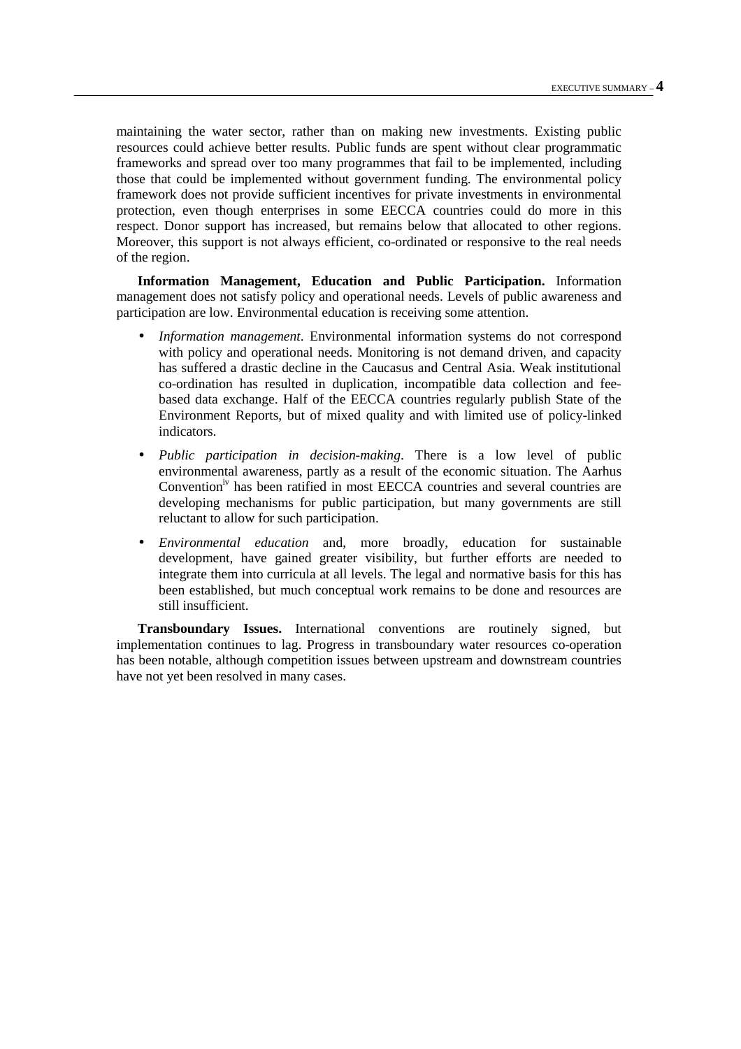maintaining the water sector, rather than on making new investments. Existing public resources could achieve better results. Public funds are spent without clear programmatic frameworks and spread over too many programmes that fail to be implemented, including those that could be implemented without government funding. The environmental policy framework does not provide sufficient incentives for private investments in environmental protection, even though enterprises in some EECCA countries could do more in this respect. Donor support has increased, but remains below that allocated to other regions. Moreover, this support is not always efficient, co-ordinated or responsive to the real needs of the region.

**Information Management, Education and Public Participation.** Information management does not satisfy policy and operational needs. Levels of public awareness and participation are low. Environmental education is receiving some attention.

- *Information management*. Environmental information systems do not correspond with policy and operational needs. Monitoring is not demand driven, and capacity has suffered a drastic decline in the Caucasus and Central Asia. Weak institutional co-ordination has resulted in duplication, incompatible data collection and fee-based data exchange. Half of the EECCA countries regularly publish State of the Environment Reports, but of mixed quality and with limited use of policy-linked indicators.
- *Public participation in decision-making*. There is a low level of public environmental awareness, partly as a result of the economic situation. The Aarhus Convention[iv] has been ratified in most EECCA countries and several countries are developing mechanisms for public participation, but many governments are still reluctant to allow for such participation.
- *Environmental education* and, more broadly, education for sustainable development, have gained greater visibility, but further efforts are needed to integrate them into curricula at all levels. The legal and normative basis for this has been established, but much conceptual work remains to be done and resources are still insufficient.

**Transboundary Issues.** International conventions are routinely signed, but implementation continues to lag. Progress in transboundary water resources co-operation has been notable, although competition issues between upstream and downstream countries have not yet been resolved in many cases.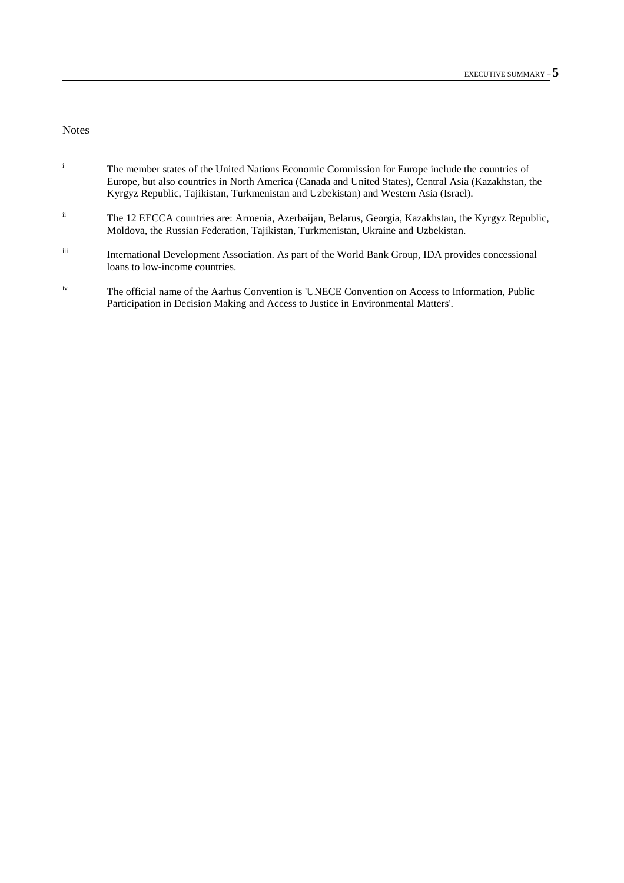Notes

[i] The member states of the United Nations Economic Commission for Europe include the countries of Europe, but also countries in North America (Canada and United States), Central Asia (Kazakhstan, the Kyrgyz Republic, Tajikistan, Turkmenistan and Uzbekistan) and Western Asia (Israel).

[ii] The 12 EECCA countries are: Armenia, Azerbaijan, Belarus, Georgia, Kazakhstan, the Kyrgyz Republic, Moldova, the Russian Federation, Tajikistan, Turkmenistan, Ukraine and Uzbekistan.

[iii] International Development Association. As part of the World Bank Group, IDA provides concessional loans to low-income countries.

[iv] The official name of the Aarhus Convention is 'UNECE Convention on Access to Information, Public Participation in Decision Making and Access to Justice in Environmental Matters'.